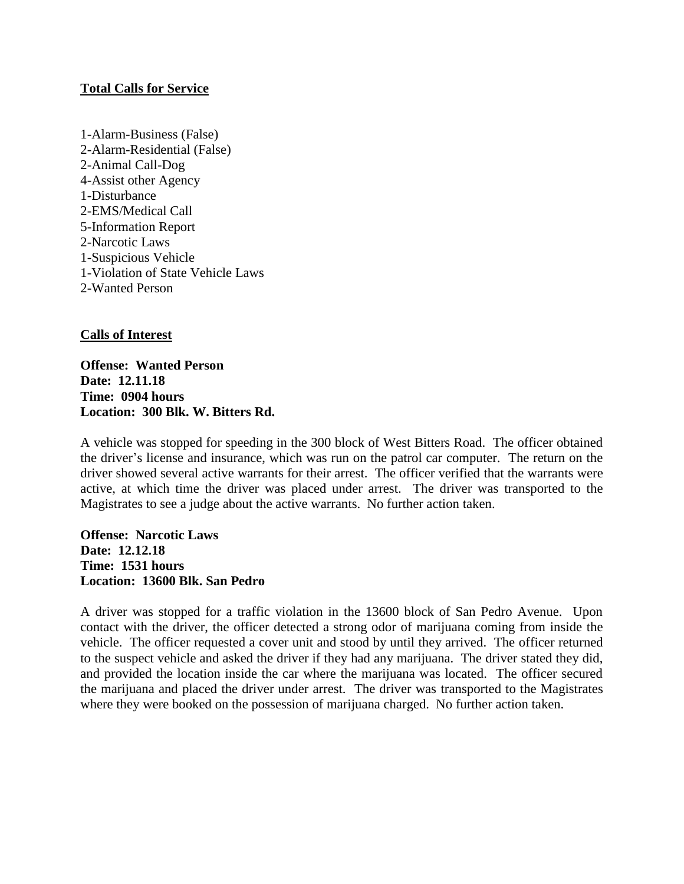**Total Calls for Service**

1-Alarm-Business (False)
2-Alarm-Residential (False)
2-Animal Call-Dog
4-Assist other Agency
1-Disturbance
2-EMS/Medical Call
5-Information Report
2-Narcotic Laws
1-Suspicious Vehicle
1-Violation of State Vehicle Laws
2-Wanted Person

**Calls of Interest**

**Offense: Wanted Person**
**Date: 12.11.18**
**Time: 0904 hours**
**Location: 300 Blk. W. Bitters Rd.**

A vehicle was stopped for speeding in the 300 block of West Bitters Road. The officer obtained the driver's license and insurance, which was run on the patrol car computer. The return on the driver showed several active warrants for their arrest. The officer verified that the warrants were active, at which time the driver was placed under arrest. The driver was transported to the Magistrates to see a judge about the active warrants. No further action taken.

**Offense: Narcotic Laws**
**Date: 12.12.18**
**Time: 1531 hours**
**Location: 13600 Blk. San Pedro**

A driver was stopped for a traffic violation in the 13600 block of San Pedro Avenue. Upon contact with the driver, the officer detected a strong odor of marijuana coming from inside the vehicle. The officer requested a cover unit and stood by until they arrived. The officer returned to the suspect vehicle and asked the driver if they had any marijuana. The driver stated they did, and provided the location inside the car where the marijuana was located. The officer secured the marijuana and placed the driver under arrest. The driver was transported to the Magistrates where they were booked on the possession of marijuana charged. No further action taken.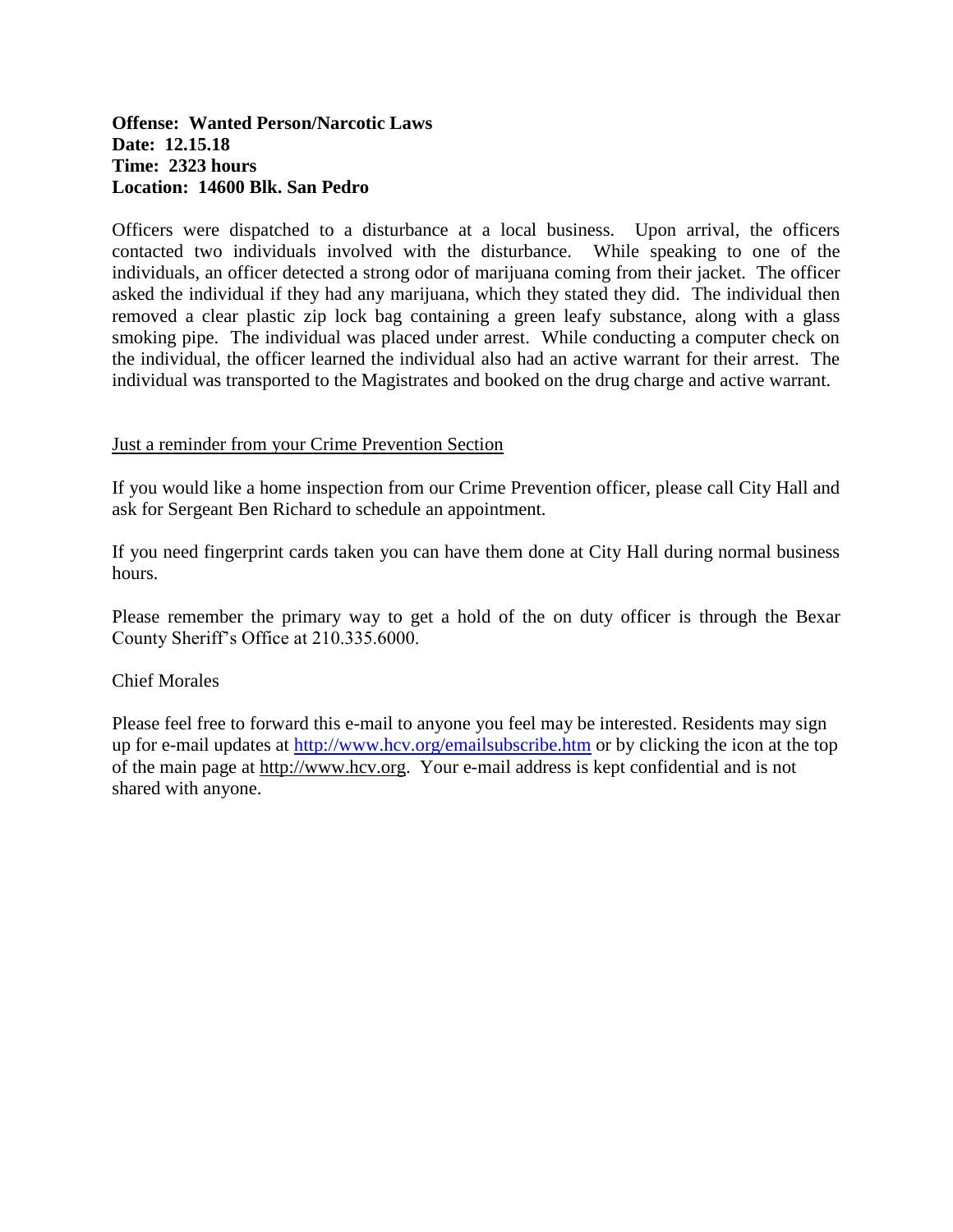**Offense: Wanted Person/Narcotic Laws**
**Date: 12.15.18**
**Time: 2323 hours**
**Location: 14600 Blk. San Pedro**

Officers were dispatched to a disturbance at a local business. Upon arrival, the officers contacted two individuals involved with the disturbance. While speaking to one of the individuals, an officer detected a strong odor of marijuana coming from their jacket. The officer asked the individual if they had any marijuana, which they stated they did. The individual then removed a clear plastic zip lock bag containing a green leafy substance, along with a glass smoking pipe. The individual was placed under arrest. While conducting a computer check on the individual, the officer learned the individual also had an active warrant for their arrest. The individual was transported to the Magistrates and booked on the drug charge and active warrant.

Just a reminder from your Crime Prevention Section

If you would like a home inspection from our Crime Prevention officer, please call City Hall and ask for Sergeant Ben Richard to schedule an appointment.

If you need fingerprint cards taken you can have them done at City Hall during normal business hours.

Please remember the primary way to get a hold of the on duty officer is through the Bexar County Sheriff's Office at 210.335.6000.

Chief Morales

Please feel free to forward this e-mail to anyone you feel may be interested. Residents may sign up for e-mail updates at http://www.hcv.org/emailsubscribe.htm or by clicking the icon at the top of the main page at http://www.hcv.org. Your e-mail address is kept confidential and is not shared with anyone.